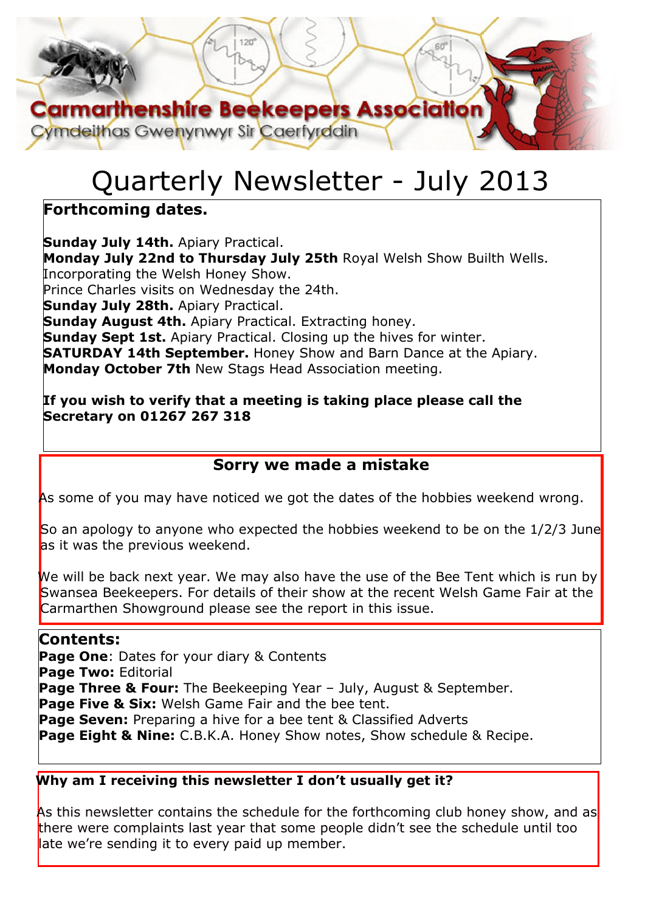Carmarthenshire Beekeepers Association

Cymdeithas Gwenynwyr Sir Caerfyrddin

# Quarterly Newsletter - July 2013

## Forthcoming dates.

**Sunday July 14th.** Apiary Practical.
**Monday July 22nd to Thursday July 25th** Royal Welsh Show Builth Wells.
Incorporating the Welsh Honey Show.
Prince Charles visits on Wednesday the 24th.
**Sunday July 28th.** Apiary Practical.
**Sunday August 4th.** Apiary Practical. Extracting honey.
**Sunday Sept 1st.** Apiary Practical. Closing up the hives for winter.
**SATURDAY 14th September.** Honey Show and Barn Dance at the Apiary.
**Monday October 7th** New Stags Head Association meeting.

**If you wish to verify that a meeting is taking place please call the Secretary on 01267 267 318**

## Sorry we made a mistake

As some of you may have noticed we got the dates of the hobbies weekend wrong.

So an apology to anyone who expected the hobbies weekend to be on the 1/2/3 June as it was the previous weekend.

We will be back next year. We may also have the use of the Bee Tent which is run by Swansea Beekeepers. For details of their show at the recent Welsh Game Fair at the Carmarthen Showground please see the report in this issue.

## Contents:

**Page One**: Dates for your diary & Contents
**Page Two:** Editorial
**Page Three & Four:** The Beekeeping Year – July, August & September.
**Page Five & Six:** Welsh Game Fair and the bee tent.
**Page Seven:** Preparing a hive for a bee tent & Classified Adverts
**Page Eight & Nine:** C.B.K.A. Honey Show notes, Show schedule & Recipe.

## Why am I receiving this newsletter I don't usually get it?

As this newsletter contains the schedule for the forthcoming club honey show, and as there were complaints last year that some people didn't see the schedule until too late we're sending it to every paid up member.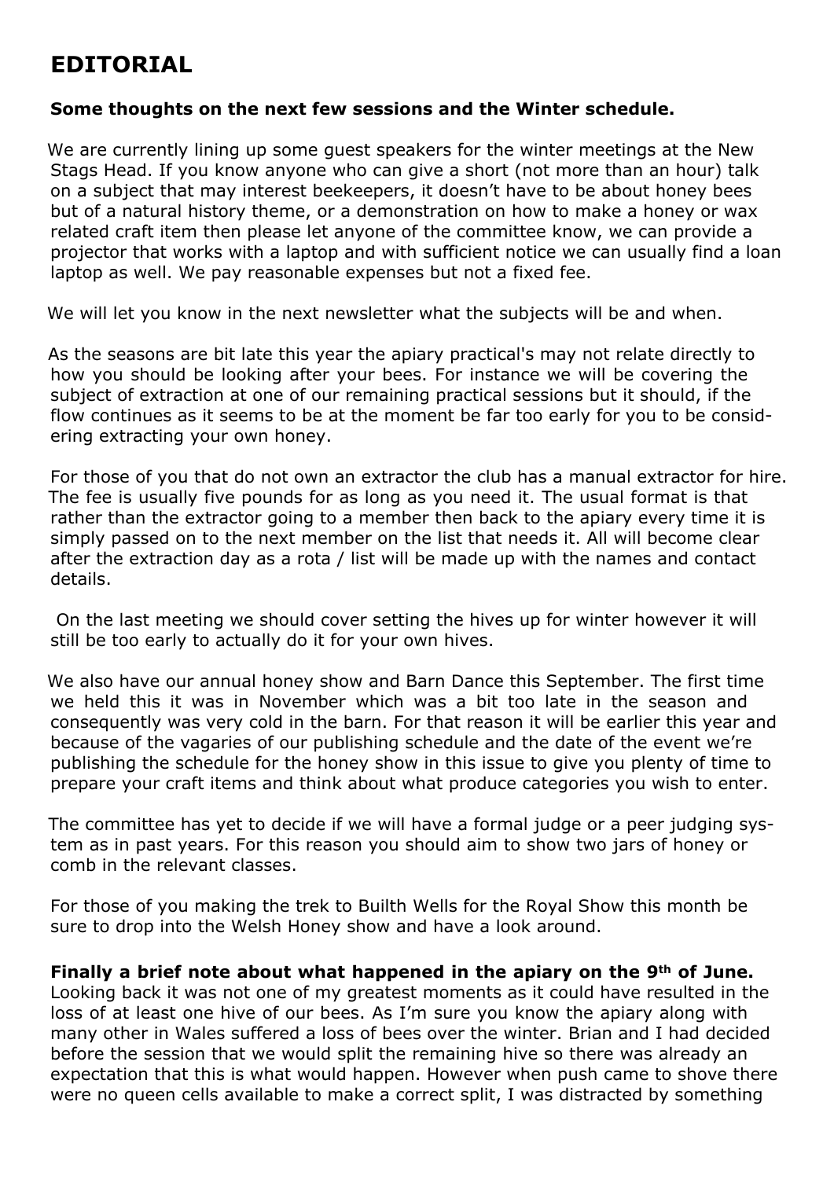# EDITORIAL

**Some thoughts on the next few sessions and the Winter schedule.**

We are currently lining up some guest speakers for the winter meetings at the New Stags Head. If you know anyone who can give a short (not more than an hour) talk on a subject that may interest beekeepers, it doesn't have to be about honey bees but of a natural history theme, or a demonstration on how to make a honey or wax related craft item then please let anyone of the committee know, we can provide a projector that works with a laptop and with sufficient notice we can usually find a loan laptop as well. We pay reasonable expenses but not a fixed fee.

We will let you know in the next newsletter what the subjects will be and when.

As the seasons are bit late this year the apiary practical's may not relate directly to how you should be looking after your bees. For instance we will be covering the subject of extraction at one of our remaining practical sessions but it should, if the flow continues as it seems to be at the moment be far too early for you to be considering extracting your own honey.

For those of you that do not own an extractor the club has a manual extractor for hire. The fee is usually five pounds for as long as you need it. The usual format is that rather than the extractor going to a member then back to the apiary every time it is simply passed on to the next member on the list that needs it. All will become clear after the extraction day as a rota / list will be made up with the names and contact details.

On the last meeting we should cover setting the hives up for winter however it will still be too early to actually do it for your own hives.

We also have our annual honey show and Barn Dance this September. The first time we held this it was in November which was a bit too late in the season and consequently was very cold in the barn. For that reason it will be earlier this year and because of the vagaries of our publishing schedule and the date of the event we're publishing the schedule for the honey show in this issue to give you plenty of time to prepare your craft items and think about what produce categories you wish to enter.

The committee has yet to decide if we will have a formal judge or a peer judging system as in past years. For this reason you should aim to show two jars of honey or comb in the relevant classes.

For those of you making the trek to Builth Wells for the Royal Show this month be sure to drop into the Welsh Honey show and have a look around.

**Finally a brief note about what happened in the apiary on the 9th of June.** Looking back it was not one of my greatest moments as it could have resulted in the loss of at least one hive of our bees. As I'm sure you know the apiary along with many other in Wales suffered a loss of bees over the winter. Brian and I had decided before the session that we would split the remaining hive so there was already an expectation that this is what would happen. However when push came to shove there were no queen cells available to make a correct split, I was distracted by something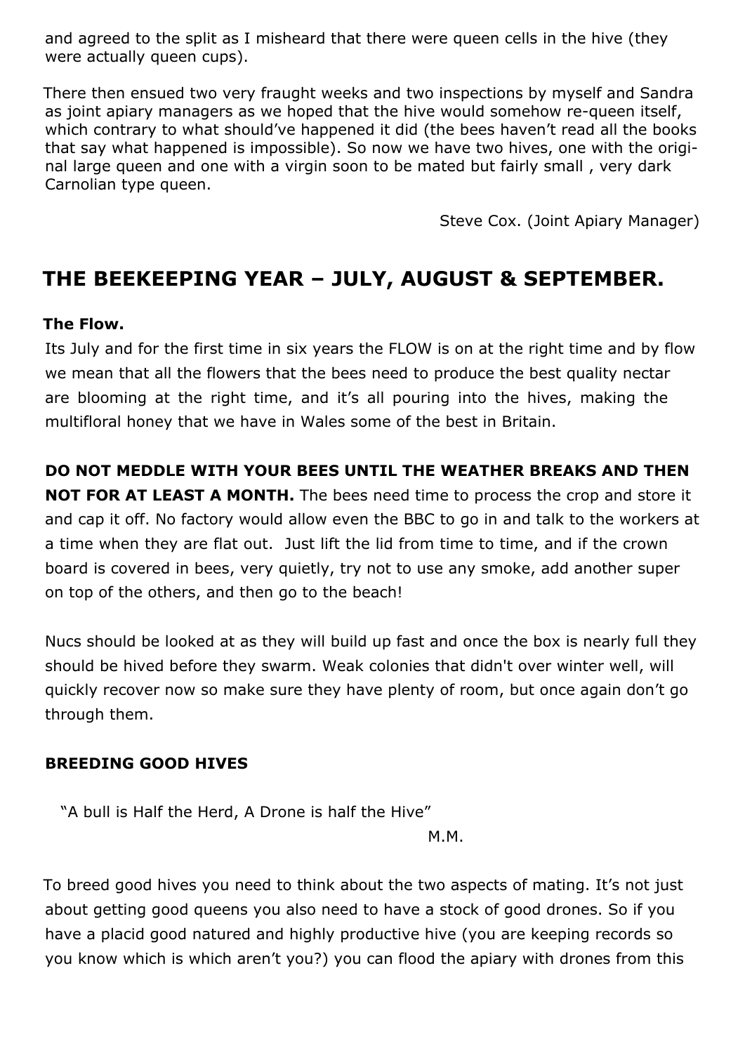and agreed to the split as I misheard that there were queen cells in the hive (they were actually queen cups).

There then ensued two very fraught weeks and two inspections by myself and Sandra as joint apiary managers as we hoped that the hive would somehow re-queen itself, which contrary to what should've happened it did (the bees haven't read all the books that say what happened is impossible). So now we have two hives, one with the original large queen and one with a virgin soon to be mated but fairly small , very dark Carnolian type queen.

Steve Cox. (Joint Apiary Manager)

## THE BEEKEEPING YEAR – JULY, AUGUST & SEPTEMBER.

**The Flow.**

Its July and for the first time in six years the FLOW is on at the right time and by flow we mean that all the flowers that the bees need to produce the best quality nectar are blooming at the right time, and it's all pouring into the hives, making the multifloral honey that we have in Wales some of the best in Britain.

**DO NOT MEDDLE WITH YOUR BEES UNTIL THE WEATHER BREAKS AND THEN NOT FOR AT LEAST A MONTH.** The bees need time to process the crop and store it and cap it off. No factory would allow even the BBC to go in and talk to the workers at a time when they are flat out. Just lift the lid from time to time, and if the crown board is covered in bees, very quietly, try not to use any smoke, add another super on top of the others, and then go to the beach!

Nucs should be looked at as they will build up fast and once the box is nearly full they should be hived before they swarm. Weak colonies that didn't over winter well, will quickly recover now so make sure they have plenty of room, but once again don't go through them.

**BREEDING GOOD HIVES**

"A bull is Half the Herd, A Drone is half the Hive"

M.M.

To breed good hives you need to think about the two aspects of mating. It's not just about getting good queens you also need to have a stock of good drones. So if you have a placid good natured and highly productive hive (you are keeping records so you know which is which aren't you?) you can flood the apiary with drones from this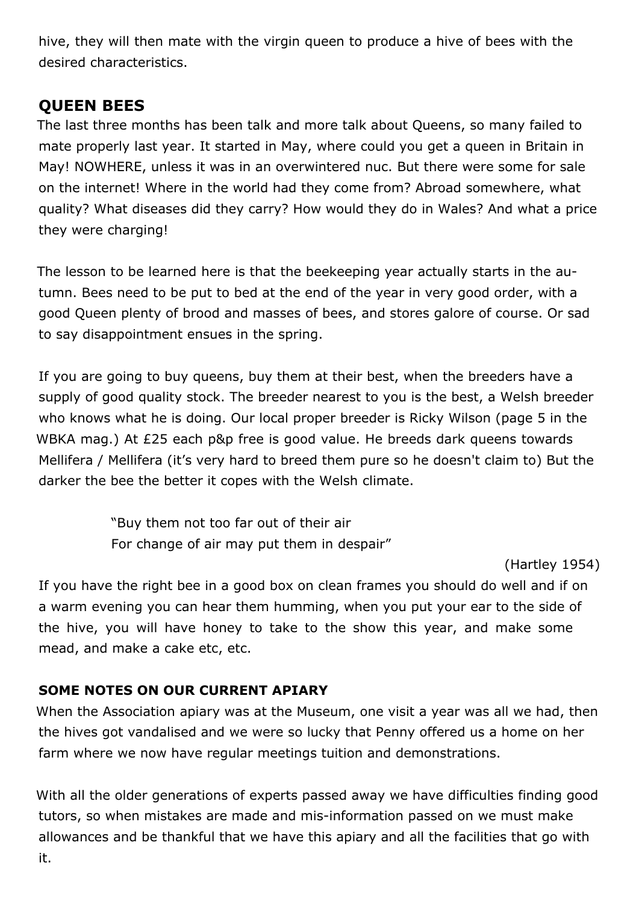hive, they will then mate with the virgin queen to produce a hive of bees with the desired characteristics.

## QUEEN BEES

The last three months has been talk and more talk about Queens, so many failed to mate properly last year. It started in May, where could you get a queen in Britain in May! NOWHERE, unless it was in an overwintered nuc. But there were some for sale on the internet! Where in the world had they come from? Abroad somewhere, what quality? What diseases did they carry? How would they do in Wales? And what a price they were charging!

The lesson to be learned here is that the beekeeping year actually starts in the autumn. Bees need to be put to bed at the end of the year in very good order, with a good Queen plenty of brood and masses of bees, and stores galore of course. Or sad to say disappointment ensues in the spring.

If you are going to buy queens, buy them at their best, when the breeders have a supply of good quality stock. The breeder nearest to you is the best, a Welsh breeder who knows what he is doing. Our local proper breeder is Ricky Wilson (page 5 in the WBKA mag.) At £25 each p&p free is good value. He breeds dark queens towards Mellifera / Mellifera (it's very hard to breed them pure so he doesn't claim to) But the darker the bee the better it copes with the Welsh climate.

> "Buy them not too far out of their air
> For change of air may put them in despair"
>
> (Hartley 1954)

If you have the right bee in a good box on clean frames you should do well and if on a warm evening you can hear them humming, when you put your ear to the side of the hive, you will have honey to take to the show this year, and make some mead, and make a cake etc, etc.

### SOME NOTES ON OUR CURRENT APIARY

When the Association apiary was at the Museum, one visit a year was all we had, then the hives got vandalised and we were so lucky that Penny offered us a home on her farm where we now have regular meetings tuition and demonstrations.

With all the older generations of experts passed away we have difficulties finding good tutors, so when mistakes are made and mis-information passed on we must make allowances and be thankful that we have this apiary and all the facilities that go with it.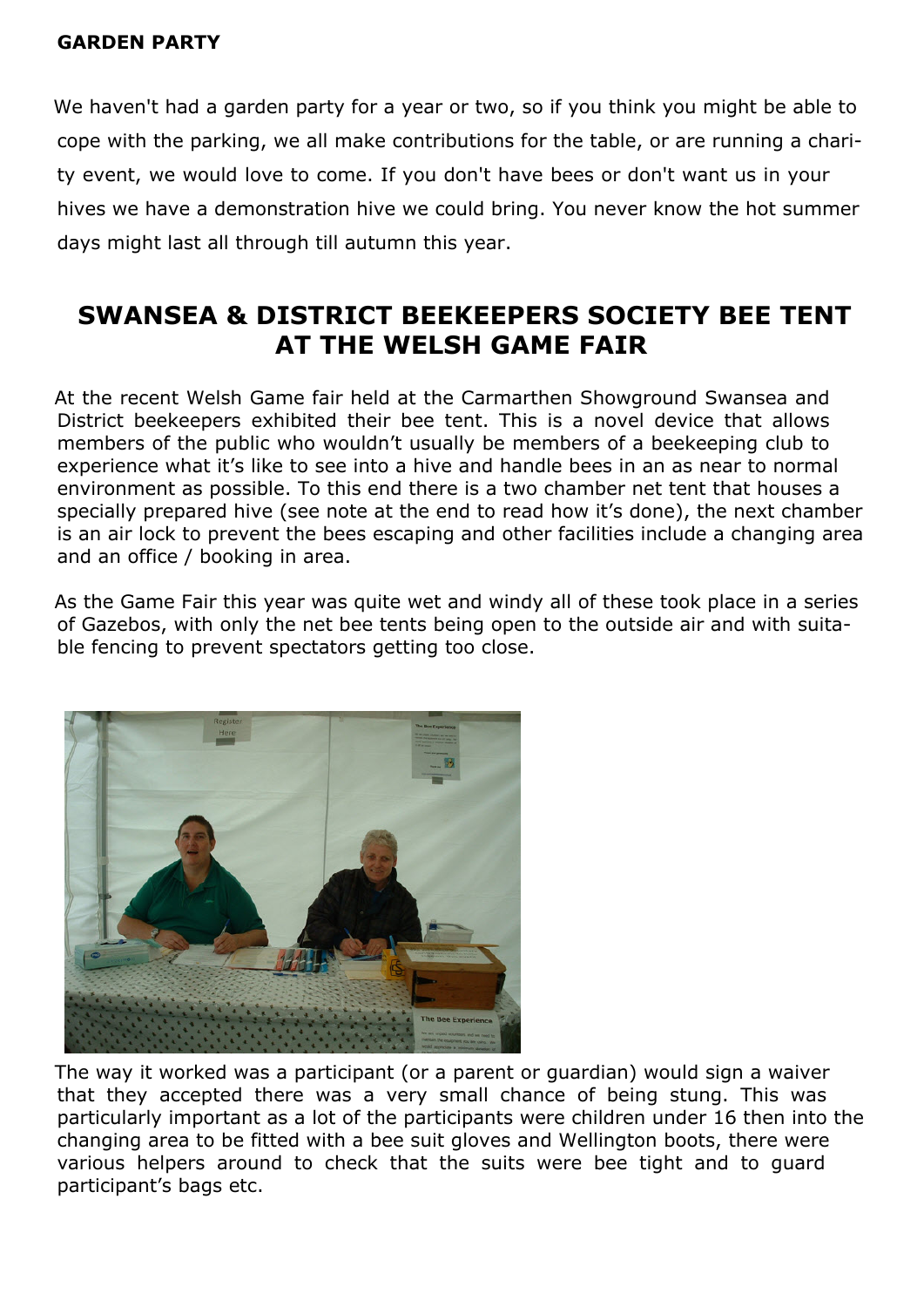**GARDEN PARTY**

We haven't had a garden party for a year or two, so if you think you might be able to cope with the parking, we all make contributions for the table, or are running a charity event, we would love to come. If you don't have bees or don't want us in your hives we have a demonstration hive we could bring. You never know the hot summer days might last all through till autumn this year.

## SWANSEA & DISTRICT BEEKEEPERS SOCIETY BEE TENT AT THE WELSH GAME FAIR

At the recent Welsh Game fair held at the Carmarthen Showground Swansea and District beekeepers exhibited their bee tent. This is a novel device that allows members of the public who wouldn't usually be members of a beekeeping club to experience what it's like to see into a hive and handle bees in an as near to normal environment as possible. To this end there is a two chamber net tent that houses a specially prepared hive (see note at the end to read how it's done), the next chamber is an air lock to prevent the bees escaping and other facilities include a changing area and an office / booking in area.

As the Game Fair this year was quite wet and windy all of these took place in a series of Gazebos, with only the net bee tents being open to the outside air and with suitable fencing to prevent spectators getting too close.

The way it worked was a participant (or a parent or guardian) would sign a waiver that they accepted there was a very small chance of being stung. This was particularly important as a lot of the participants were children under 16 then into the changing area to be fitted with a bee suit gloves and Wellington boots, there were various helpers around to check that the suits were bee tight and to guard participant's bags etc.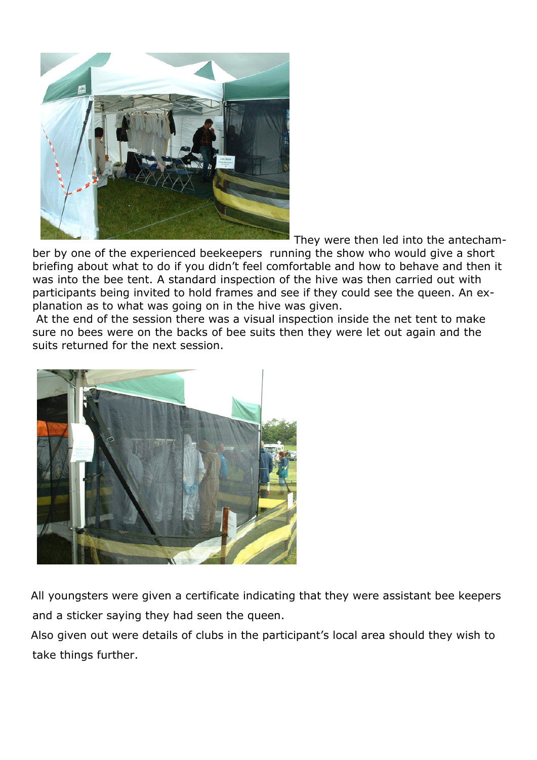They were then led into the antechamber by one of the experienced beekeepers running the show who would give a short briefing about what to do if you didn't feel comfortable and how to behave and then it was into the bee tent. A standard inspection of the hive was then carried out with participants being invited to hold frames and see if they could see the queen. An explanation as to what was going on in the hive was given.

At the end of the session there was a visual inspection inside the net tent to make sure no bees were on the backs of bee suits then they were let out again and the suits returned for the next session.

All youngsters were given a certificate indicating that they were assistant bee keepers and a sticker saying they had seen the queen.

Also given out were details of clubs in the participant's local area should they wish to take things further.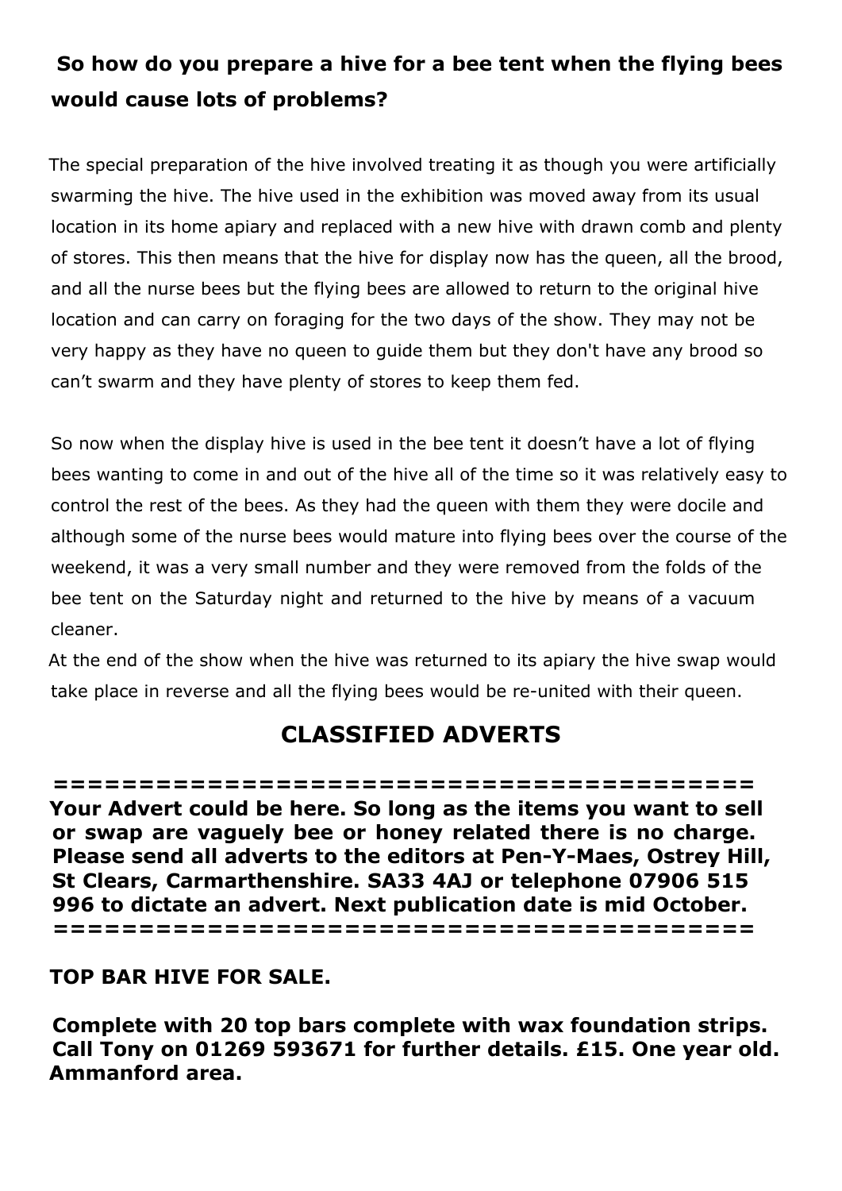**So how do you prepare a hive for a bee tent when the flying bees would cause lots of problems?**

The special preparation of the hive involved treating it as though you were artificially swarming the hive. The hive used in the exhibition was moved away from its usual location in its home apiary and replaced with a new hive with drawn comb and plenty of stores. This then means that the hive for display now has the queen, all the brood, and all the nurse bees but the flying bees are allowed to return to the original hive location and can carry on foraging for the two days of the show. They may not be very happy as they have no queen to guide them but they don't have any brood so can't swarm and they have plenty of stores to keep them fed.

So now when the display hive is used in the bee tent it doesn't have a lot of flying bees wanting to come in and out of the hive all of the time so it was relatively easy to control the rest of the bees. As they had the queen with them they were docile and although some of the nurse bees would mature into flying bees over the course of the weekend, it was a very small number and they were removed from the folds of the bee tent on the Saturday night and returned to the hive by means of a vacuum cleaner.

At the end of the show when the hive was returned to its apiary the hive swap would take place in reverse and all the flying bees would be re-united with their queen.

## CLASSIFIED ADVERTS

=========================================

**Your Advert could be here. So long as the items you want to sell or swap are vaguely bee or honey related there is no charge. Please send all adverts to the editors at Pen-Y-Maes, Ostrey Hill, St Clears, Carmarthenshire. SA33 4AJ or telephone 07906 515 996 to dictate an advert. Next publication date is mid October.**

=========================================

**TOP BAR HIVE FOR SALE.**

**Complete with 20 top bars complete with wax foundation strips. Call Tony on 01269 593671 for further details. £15. One year old. Ammanford area.**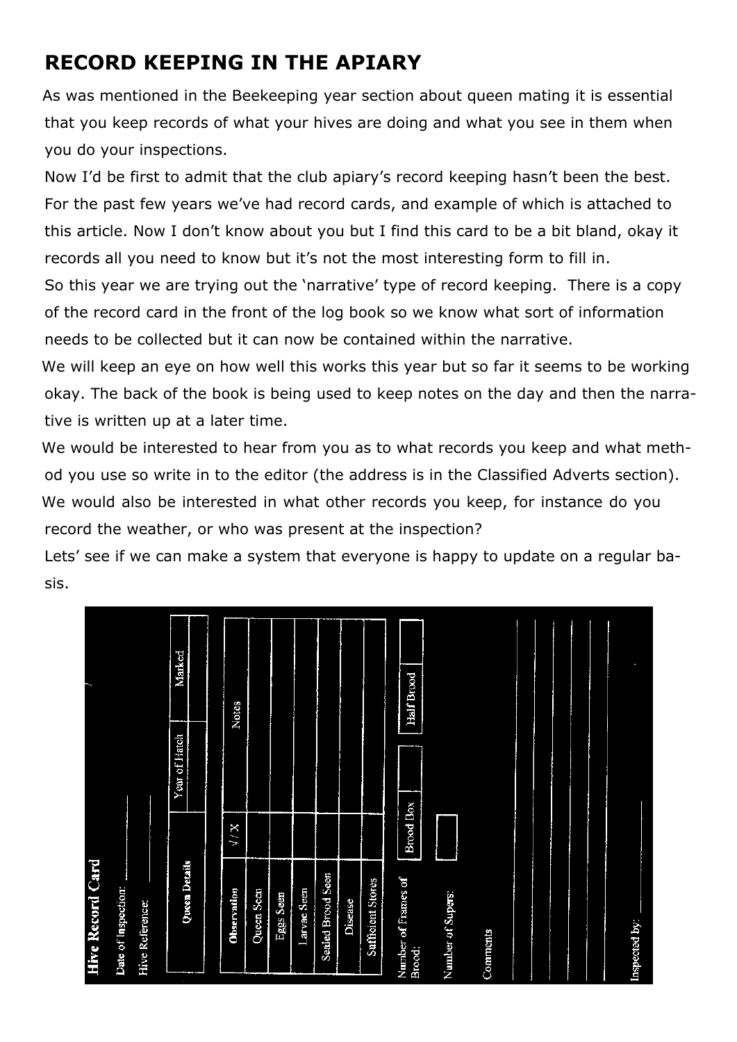## RECORD KEEPING IN THE APIARY

As was mentioned in the Beekeeping year section about queen mating it is essential that you keep records of what your hives are doing and what you see in them when you do your inspections.

Now I'd be first to admit that the club apiary's record keeping hasn't been the best. For the past few years we've had record cards, and example of which is attached to this article. Now I don't know about you but I find this card to be a bit bland, okay it records all you need to know but it's not the most interesting form to fill in.

So this year we are trying out the 'narrative' type of record keeping. There is a copy of the record card in the front of the log book so we know what sort of information needs to be collected but it can now be contained within the narrative.

We will keep an eye on how well this works this year but so far it seems to be working okay. The back of the book is being used to keep notes on the day and then the narrative is written up at a later time.

We would be interested to hear from you as to what records you keep and what method you use so write in to the editor (the address is in the Classified Adverts section). We would also be interested in what other records you keep, for instance do you record the weather, or who was present at the inspection?

Lets' see if we can make a system that everyone is happy to update on a regular basis.

**Hive Record Card**

Date of Inspection: ____________

Hive Reference: ____________

| Queen Details | Year of Hatch | Marked |
|---|---|---|
| | | |

| Observation | √ / X | Notes |
|---|---|---|
| Queen Seen | | |
| Eggs Seen | | |
| Larvae Seen | | |
| Sealed Brood Seen | | |
| Disease | | |
| Sufficient Stores | | |

Number of Frames of Brood: Brood Box [ ] Half Brood [ ]

Number of Supers: [ ]

Comments

Inspected by: ____________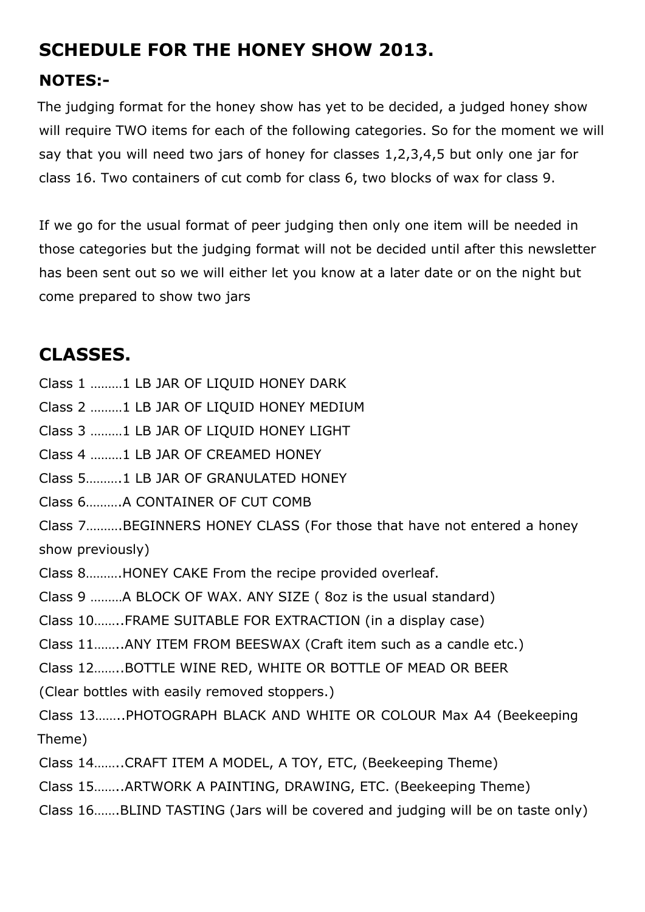# SCHEDULE FOR THE HONEY SHOW 2013.

## NOTES:-

The judging format for the honey show has yet to be decided, a judged honey show will require TWO items for each of the following categories. So for the moment we will say that you will need two jars of honey for classes 1,2,3,4,5 but only one jar for class 16. Two containers of cut comb for class 6, two blocks of wax for class 9.

If we go for the usual format of peer judging then only one item will be needed in those categories but the judging format will not be decided until after this newsletter has been sent out so we will either let you know at a later date or on the night but come prepared to show two jars

# CLASSES.

Class 1 ………1 LB JAR OF LIQUID HONEY DARK

Class 2 ………1 LB JAR OF LIQUID HONEY MEDIUM

Class 3 ………1 LB JAR OF LIQUID HONEY LIGHT

Class 4 ………1 LB JAR OF CREAMED HONEY

Class 5……….1 LB JAR OF GRANULATED HONEY

Class 6……….A CONTAINER OF CUT COMB

Class 7……….BEGINNERS HONEY CLASS (For those that have not entered a honey show previously)

Class 8……….HONEY CAKE From the recipe provided overleaf.

Class 9 ………A BLOCK OF WAX. ANY SIZE ( 8oz is the usual standard)

Class 10……..FRAME SUITABLE FOR EXTRACTION (in a display case)

Class 11……..ANY ITEM FROM BEESWAX (Craft item such as a candle etc.)

Class 12……..BOTTLE WINE RED, WHITE OR BOTTLE OF MEAD OR BEER (Clear bottles with easily removed stoppers.)

Class 13……..PHOTOGRAPH BLACK AND WHITE OR COLOUR Max A4 (Beekeeping Theme)

Class 14……..CRAFT ITEM A MODEL, A TOY, ETC, (Beekeeping Theme)

Class 15……..ARTWORK A PAINTING, DRAWING, ETC. (Beekeeping Theme)

Class 16…….BLIND TASTING (Jars will be covered and judging will be on taste only)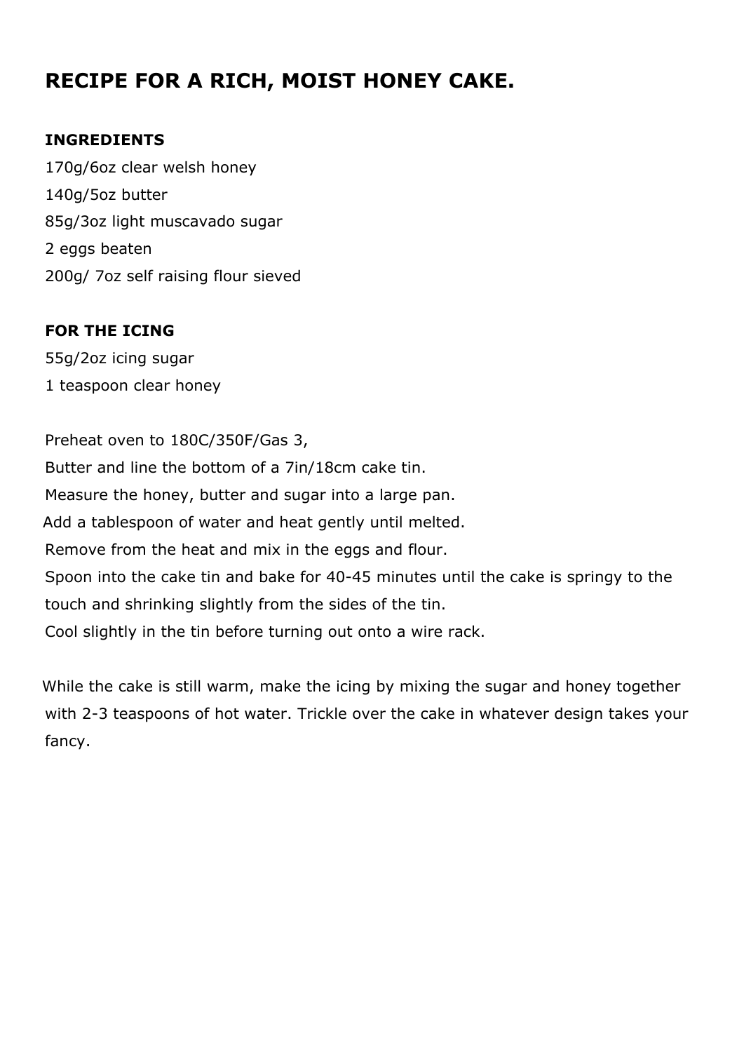# RECIPE FOR A RICH, MOIST HONEY CAKE.

**INGREDIENTS**

170g/6oz clear welsh honey
140g/5oz butter
85g/3oz light muscavado sugar
2 eggs beaten
200g/ 7oz self raising flour sieved

**FOR THE ICING**

55g/2oz icing sugar
1 teaspoon clear honey

Preheat oven to 180C/350F/Gas 3,
Butter and line the bottom of a 7in/18cm cake tin.
Measure the honey, butter and sugar into a large pan.
Add a tablespoon of water and heat gently until melted.
Remove from the heat and mix in the eggs and flour.
Spoon into the cake tin and bake for 40-45 minutes until the cake is springy to the touch and shrinking slightly from the sides of the tin.
Cool slightly in the tin before turning out onto a wire rack.

While the cake is still warm, make the icing by mixing the sugar and honey together with 2-3 teaspoons of hot water. Trickle over the cake in whatever design takes your fancy.